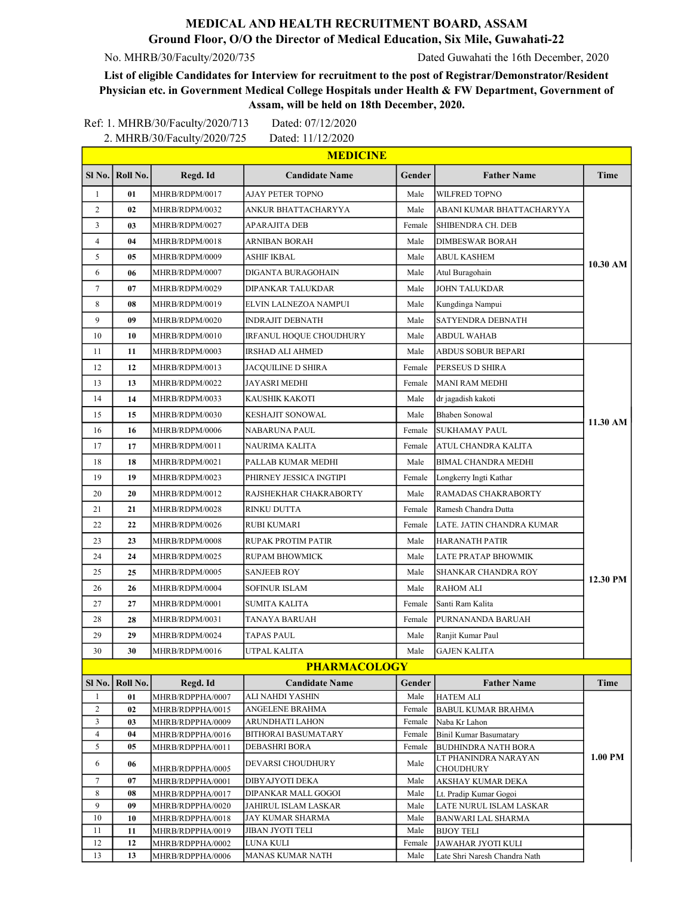# MEDICAL AND HEALTH RECRUITMENT BOARD, ASSAM

## Ground Floor, O/O the Director of Medical Education, Six Mile, Guwahati-22

No. MHRB/30/Faculty/2020/735 Dated Guwahati the 16th December, 2020

**List of eligible Candidates for Interview for recruitment to the post of Registrar/Demonstrator/Resident Physician etc. in Government Medical College Hospitals under Health & FW Department, Government of Assam, will be held on 18th December, 2020.**

Ref: 1. MHRB/30/Faculty/2020/713 Dated: 07/12/2020
2. MHRB/30/Faculty/2020/725 Dated: 11/12/2020

### MEDICINE

| Sl No. | Roll No. | Regd. Id | Candidate Name | Gender | Father Name | Time |
|---|---|---|---|---|---|---|
| 1 | 01 | MHRB/RDPM/0017 | AJAY PETER TOPNO | Male | WILFRED TOPNO | 10.30 AM |
| 2 | 02 | MHRB/RDPM/0032 | ANKUR BHATTACHARYYA | Male | ABANI KUMAR BHATTACHARYYA | |
| 3 | 03 | MHRB/RDPM/0027 | APARAJITA DEB | Female | SHIBENDRA CH. DEB | |
| 4 | 04 | MHRB/RDPM/0018 | ARNIBAN BORAH | Male | DIMBESWAR BORAH | |
| 5 | 05 | MHRB/RDPM/0009 | ASHIF IKBAL | Male | ABUL KASHEM | |
| 6 | 06 | MHRB/RDPM/0007 | DIGANTA BURAGOHAIN | Male | Atul Buragohain | |
| 7 | 07 | MHRB/RDPM/0029 | DIPANKAR TALUKDAR | Male | JOHN TALUKDAR | |
| 8 | 08 | MHRB/RDPM/0019 | ELVIN LALNEZOA NAMPUI | Male | Kungdinga Nampui | |
| 9 | 09 | MHRB/RDPM/0020 | INDRAJIT DEBNATH | Male | SATYENDRA DEBNATH | |
| 10 | 10 | MHRB/RDPM/0010 | IRFANUL HOQUE CHOUDHURY | Male | ABDUL WAHAB | |
| 11 | 11 | MHRB/RDPM/0003 | IRSHAD ALI AHMED | Male | ABDUS SOBUR BEPARI | 11.30 AM |
| 12 | 12 | MHRB/RDPM/0013 | JACQUILINE D SHIRA | Female | PERSEUS D SHIRA | |
| 13 | 13 | MHRB/RDPM/0022 | JAYASRI MEDHI | Female | MANI RAM MEDHI | |
| 14 | 14 | MHRB/RDPM/0033 | KAUSHIK KAKOTI | Male | dr jagadish kakoti | |
| 15 | 15 | MHRB/RDPM/0030 | KESHAJIT SONOWAL | Male | Bhaben Sonowal | |
| 16 | 16 | MHRB/RDPM/0006 | NABARUNA PAUL | Female | SUKHAMAY PAUL | |
| 17 | 17 | MHRB/RDPM/0011 | NAURIMA KALITA | Female | ATUL CHANDRA KALITA | |
| 18 | 18 | MHRB/RDPM/0021 | PALLAB KUMAR MEDHI | Male | BIMAL CHANDRA MEDHI | |
| 19 | 19 | MHRB/RDPM/0023 | PHIRNEY JESSICA INGTIPI | Female | Longkerry Ingti Kathar | |
| 20 | 20 | MHRB/RDPM/0012 | RAJSHEKHAR CHAKRABORTY | Male | RAMADAS CHAKRABORTY | |
| 21 | 21 | MHRB/RDPM/0028 | RINKU DUTTA | Female | Ramesh Chandra Dutta | 12.30 PM |
| 22 | 22 | MHRB/RDPM/0026 | RUBI KUMARI | Female | LATE. JATIN CHANDRA KUMAR | |
| 23 | 23 | MHRB/RDPM/0008 | RUPAK PROTIM PATIR | Male | HARANATH PATIR | |
| 24 | 24 | MHRB/RDPM/0025 | RUPAM BHOWMICK | Male | LATE PRATAP BHOWMIK | |
| 25 | 25 | MHRB/RDPM/0005 | SANJEEB ROY | Male | SHANKAR CHANDRA ROY | |
| 26 | 26 | MHRB/RDPM/0004 | SOFINUR ISLAM | Male | RAHOM ALI | |
| 27 | 27 | MHRB/RDPM/0001 | SUMITA KALITA | Female | Santi Ram Kalita | |
| 28 | 28 | MHRB/RDPM/0031 | TANAYA BARUAH | Female | PURNANANDA BARUAH | |
| 29 | 29 | MHRB/RDPM/0024 | TAPAS PAUL | Male | Ranjit Kumar Paul | |
| 30 | 30 | MHRB/RDPM/0016 | UTPAL KALITA | Male | GAJEN KALITA | |

### PHARMACOLOGY

| Sl No. | Roll No. | Regd. Id | Candidate Name | Gender | Father Name | Time |
|---|---|---|---|---|---|---|
| 1 | 01 | MHRB/RDPPHA/0007 | ALI NAHDI YASHIN | Male | HATEM ALI | 1.00 PM |
| 2 | 02 | MHRB/RDPPHA/0015 | ANGELENE BRAHMA | Female | BABUL KUMAR BRAHMA | |
| 3 | 03 | MHRB/RDPPHA/0009 | ARUNDHATI LAHON | Female | Naba Kr Lahon | |
| 4 | 04 | MHRB/RDPPHA/0016 | BITHORAI BASUMATARY | Female | Binil Kumar Basumatary | |
| 5 | 05 | MHRB/RDPPHA/0011 | DEBASHRI BORA | Female | BUDHINDRA NATH BORA | |
| 6 | 06 | MHRB/RDPPHA/0005 | DEVARSI CHOUDHURY | Male | LT PHANINDRA NARAYAN CHOUDHURY | |
| 7 | 07 | MHRB/RDPPHA/0001 | DIBYAJYOTI DEKA | Male | AKSHAY KUMAR DEKA | |
| 8 | 08 | MHRB/RDPPHA/0017 | DIPANKAR MALL GOGOI | Male | Lt. Pradip Kumar Gogoi | |
| 9 | 09 | MHRB/RDPPHA/0020 | JAHIRUL ISLAM LASKAR | Male | LATE NURUL ISLAM LASKAR | |
| 10 | 10 | MHRB/RDPPHA/0018 | JAY KUMAR SHARMA | Male | BANWARI LAL SHARMA | |
| 11 | 11 | MHRB/RDPPHA/0019 | JIBAN JYOTI TELI | Male | BIJOY TELI | |
| 12 | 12 | MHRB/RDPPHA/0002 | LUNA KULI | Female | JAWAHAR JYOTI KULI | |
| 13 | 13 | MHRB/RDPPHA/0006 | MANAS KUMAR NATH | Male | Late Shri Naresh Chandra Nath | |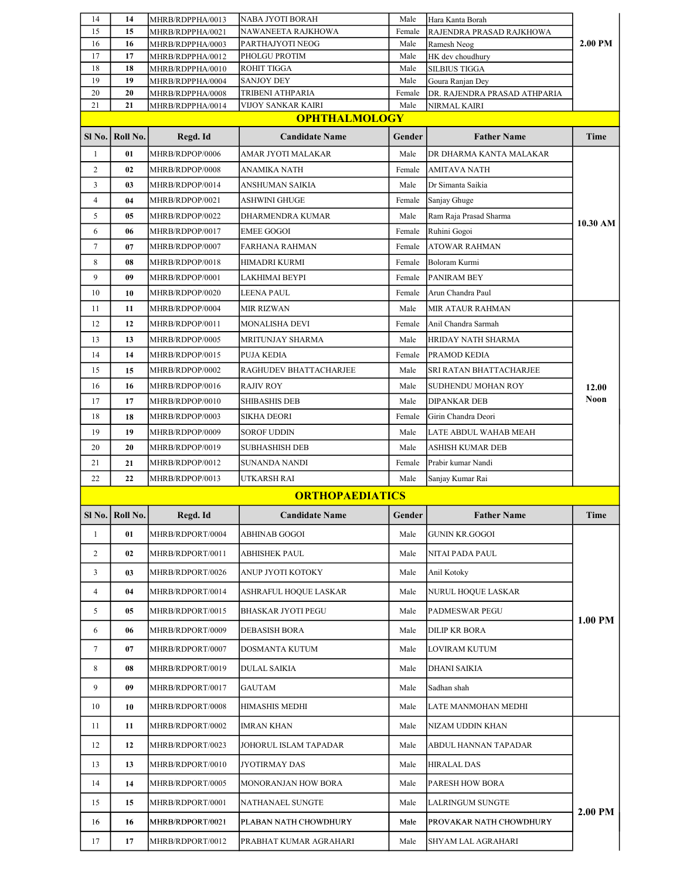| Sl No. | Roll No. | Regd. Id | Candidate Name | Gender | Father Name | Time |
|---|---|---|---|---|---|---|
| 14 | 14 | MHRB/RDPPHA/0013 | NABA JYOTI BORAH | Male | Hara Kanta Borah | 2.00 PM |
| 15 | 15 | MHRB/RDPPHA/0021 | NAWANEETA RAJKHOWA | Female | RAJENDRA PRASAD RAJKHOWA | |
| 16 | 16 | MHRB/RDPPHA/0003 | PARTHAJYOTI NEOG | Male | Ramesh Neog | |
| 17 | 17 | MHRB/RDPPHA/0012 | PHOLGU PROTIM | Male | HK dev choudhury | |
| 18 | 18 | MHRB/RDPPHA/0010 | ROHIT TIGGA | Male | SILBIUS TIGGA | |
| 19 | 19 | MHRB/RDPPHA/0004 | SANJOY DEY | Male | Goura Ranjan Dey | |
| 20 | 20 | MHRB/RDPPHA/0008 | TRIBENI ATHPARIA | Female | DR. RAJENDRA PRASAD ATHPARIA | |
| 21 | 21 | MHRB/RDPPHA/0014 | VIJOY SANKAR KAIRI | Male | NIRMAL KAIRI | |

## OPHTHALMOLOGY

| Sl No. | Roll No. | Regd. Id | Candidate Name | Gender | Father Name | Time |
|---|---|---|---|---|---|---|
| 1 | 01 | MHRB/RDPOP/0006 | AMAR JYOTI MALAKAR | Male | DR DHARMA KANTA MALAKAR | 10.30 AM |
| 2 | 02 | MHRB/RDPOP/0008 | ANAMIKA NATH | Female | AMITAVA NATH | |
| 3 | 03 | MHRB/RDPOP/0014 | ANSHUMAN SAIKIA | Male | Dr Simanta Saikia | |
| 4 | 04 | MHRB/RDPOP/0021 | ASHWINI GHUGE | Female | Sanjay Ghuge | |
| 5 | 05 | MHRB/RDPOP/0022 | DHARMENDRA KUMAR | Male | Ram Raja Prasad Sharma | |
| 6 | 06 | MHRB/RDPOP/0017 | EMEE GOGOI | Female | Ruhini Gogoi | |
| 7 | 07 | MHRB/RDPOP/0007 | FARHANA RAHMAN | Female | ATOWAR RAHMAN | |
| 8 | 08 | MHRB/RDPOP/0018 | HIMADRI KURMI | Female | Boloram Kurmi | |
| 9 | 09 | MHRB/RDPOP/0001 | LAKHIMAI BEYPI | Female | PANIRAM BEY | |
| 10 | 10 | MHRB/RDPOP/0020 | LEENA PAUL | Female | Arun Chandra Paul | |
| 11 | 11 | MHRB/RDPOP/0004 | MIR RIZWAN | Male | MIR ATAUR RAHMAN | 12.00 Noon |
| 12 | 12 | MHRB/RDPOP/0011 | MONALISHA DEVI | Female | Anil Chandra Sarmah | |
| 13 | 13 | MHRB/RDPOP/0005 | MRITUNJAY SHARMA | Male | HRIDAY NATH SHARMA | |
| 14 | 14 | MHRB/RDPOP/0015 | PUJA KEDIA | Female | PRAMOD KEDIA | |
| 15 | 15 | MHRB/RDPOP/0002 | RAGHUDEV BHATTACHARJEE | Male | SRI RATAN BHATTACHARJEE | |
| 16 | 16 | MHRB/RDPOP/0016 | RAJIV ROY | Male | SUDHENDU MOHAN ROY | |
| 17 | 17 | MHRB/RDPOP/0010 | SHIBASHIS DEB | Male | DIPANKAR DEB | |
| 18 | 18 | MHRB/RDPOP/0003 | SIKHA DEORI | Female | Girin Chandra Deori | |
| 19 | 19 | MHRB/RDPOP/0009 | SOROF UDDIN | Male | LATE ABDUL WAHAB MEAH | |
| 20 | 20 | MHRB/RDPOP/0019 | SUBHASHISH DEB | Male | ASHISH KUMAR DEB | |
| 21 | 21 | MHRB/RDPOP/0012 | SUNANDA NANDI | Female | Prabir kumar Nandi | |
| 22 | 22 | MHRB/RDPOP/0013 | UTKARSH RAI | Male | Sanjay Kumar Rai | |

## ORTHOPAEDIATICS

| Sl No. | Roll No. | Regd. Id | Candidate Name | Gender | Father Name | Time |
|---|---|---|---|---|---|---|
| 1 | 01 | MHRB/RDPORT/0004 | ABHINAB GOGOI | Male | GUNIN KR.GOGOI | 1.00 PM |
| 2 | 02 | MHRB/RDPORT/0011 | ABHISHEK PAUL | Male | NITAI PADA PAUL | |
| 3 | 03 | MHRB/RDPORT/0026 | ANUP JYOTI KOTOKY | Male | Anil Kotoky | |
| 4 | 04 | MHRB/RDPORT/0014 | ASHRAFUL HOQUE LASKAR | Male | NURUL HOQUE LASKAR | |
| 5 | 05 | MHRB/RDPORT/0015 | BHASKAR JYOTI PEGU | Male | PADMESWAR PEGU | |
| 6 | 06 | MHRB/RDPORT/0009 | DEBASISH BORA | Male | DILIP KR BORA | |
| 7 | 07 | MHRB/RDPORT/0007 | DOSMANTA KUTUM | Male | LOVIRAM KUTUM | |
| 8 | 08 | MHRB/RDPORT/0019 | DULAL SAIKIA | Male | DHANI SAIKIA | |
| 9 | 09 | MHRB/RDPORT/0017 | GAUTAM | Male | Sadhan shah | |
| 10 | 10 | MHRB/RDPORT/0008 | HIMASHIS MEDHI | Male | LATE MANMOHAN MEDHI | |
| 11 | 11 | MHRB/RDPORT/0002 | IMRAN KHAN | Male | NIZAM UDDIN KHAN | 2.00 PM |
| 12 | 12 | MHRB/RDPORT/0023 | JOHORUL ISLAM TAPADAR | Male | ABDUL HANNAN TAPADAR | |
| 13 | 13 | MHRB/RDPORT/0010 | JYOTIRMAY DAS | Male | HIRALAL DAS | |
| 14 | 14 | MHRB/RDPORT/0005 | MONORANJAN HOW BORA | Male | PARESH HOW BORA | |
| 15 | 15 | MHRB/RDPORT/0001 | NATHANAEL SUNGTE | Male | LALRINGUM SUNGTE | |
| 16 | 16 | MHRB/RDPORT/0021 | PLABAN NATH CHOWDHURY | Male | PROVAKAR NATH CHOWDHURY | |
| 17 | 17 | MHRB/RDPORT/0012 | PRABHAT KUMAR AGRAHARI | Male | SHYAM LAL AGRAHARI | |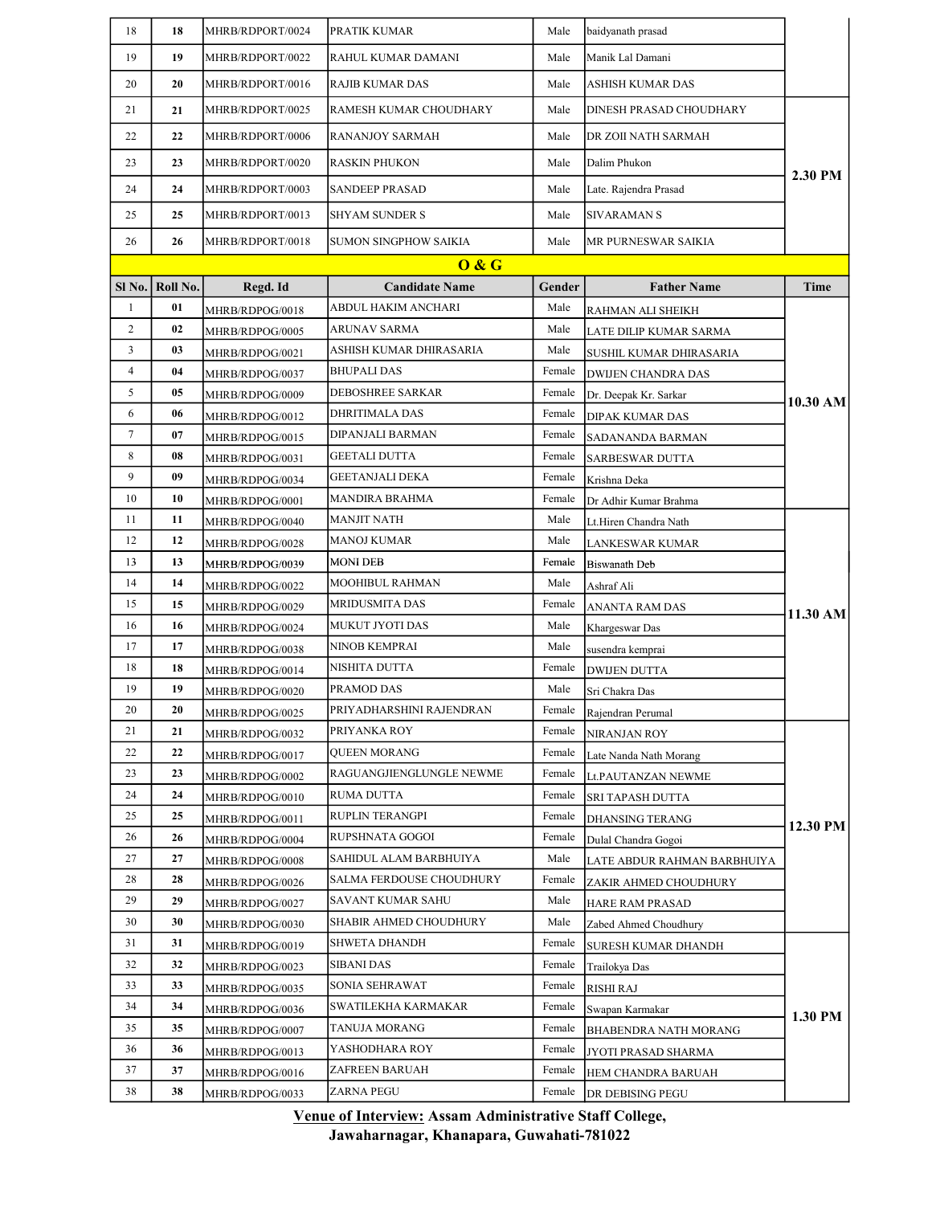| | | | | | | |
|---|---|---|---|---|---|---|
| 18 | 18 | MHRB/RDPORT/0024 | PRATIK KUMAR | Male | baidyanath prasad | |
| 19 | 19 | MHRB/RDPORT/0022 | RAHUL KUMAR DAMANI | Male | Manik Lal Damani | |
| 20 | 20 | MHRB/RDPORT/0016 | RAJIB KUMAR DAS | Male | ASHISH KUMAR DAS | |
| 21 | 21 | MHRB/RDPORT/0025 | RAMESH KUMAR CHOUDHARY | Male | DINESH PRASAD CHOUDHARY | 2.30 PM |
| 22 | 22 | MHRB/RDPORT/0006 | RANANJOY SARMAH | Male | DR ZOII NATH SARMAH | |
| 23 | 23 | MHRB/RDPORT/0020 | RASKIN PHUKON | Male | Dalim Phukon | |
| 24 | 24 | MHRB/RDPORT/0003 | SANDEEP PRASAD | Male | Late. Rajendra Prasad | |
| 25 | 25 | MHRB/RDPORT/0013 | SHYAM SUNDER S | Male | SIVARAMAN S | |
| 26 | 26 | MHRB/RDPORT/0018 | SUMON SINGPHOW SAIKIA | Male | MR PURNESWAR SAIKIA | |

## O & G

| Sl No. | Roll No. | Regd. Id | Candidate Name | Gender | Father Name | Time |
|---|---|---|---|---|---|---|
| 1 | 01 | MHRB/RDPOG/0018 | ABDUL HAKIM ANCHARI | Male | RAHMAN ALI SHEIKH | 10.30 AM |
| 2 | 02 | MHRB/RDPOG/0005 | ARUNAV SARMA | Male | LATE DILIP KUMAR SARMA | |
| 3 | 03 | MHRB/RDPOG/0021 | ASHISH KUMAR DHIRASARIA | Male | SUSHIL KUMAR DHIRASARIA | |
| 4 | 04 | MHRB/RDPOG/0037 | BHUPALI DAS | Female | DWIJEN CHANDRA DAS | |
| 5 | 05 | MHRB/RDPOG/0009 | DEBOSHREE SARKAR | Female | Dr. Deepak Kr. Sarkar | |
| 6 | 06 | MHRB/RDPOG/0012 | DHRITIMALA DAS | Female | DIPAK KUMAR DAS | |
| 7 | 07 | MHRB/RDPOG/0015 | DIPANJALI BARMAN | Female | SADANANDA BARMAN | |
| 8 | 08 | MHRB/RDPOG/0031 | GEETALI DUTTA | Female | SARBESWAR DUTTA | |
| 9 | 09 | MHRB/RDPOG/0034 | GEETANJALI DEKA | Female | Krishna Deka | |
| 10 | 10 | MHRB/RDPOG/0001 | MANDIRA BRAHMA | Female | Dr Adhir Kumar Brahma | |
| 11 | 11 | MHRB/RDPOG/0040 | MANJIT NATH | Male | Lt.Hiren Chandra Nath | 11.30 AM |
| 12 | 12 | MHRB/RDPOG/0028 | MANOJ KUMAR | Male | LANKESWAR KUMAR | |
| 13 | 13 | MHRB/RDPOG/0039 | MONI DEB | Female | Biswanath Deb | |
| 14 | 14 | MHRB/RDPOG/0022 | MOOHIBUL RAHMAN | Male | Ashraf Ali | |
| 15 | 15 | MHRB/RDPOG/0029 | MRIDUSMITA DAS | Female | ANANTA RAM DAS | |
| 16 | 16 | MHRB/RDPOG/0024 | MUKUT JYOTI DAS | Male | Khargeswar Das | |
| 17 | 17 | MHRB/RDPOG/0038 | NINOB KEMPRAI | Male | susendra kemprai | |
| 18 | 18 | MHRB/RDPOG/0014 | NISHITA DUTTA | Female | DWIJEN DUTTA | |
| 19 | 19 | MHRB/RDPOG/0020 | PRAMOD DAS | Male | Sri Chakra Das | |
| 20 | 20 | MHRB/RDPOG/0025 | PRIYADHARSHINI RAJENDRAN | Female | Rajendran Perumal | |
| 21 | 21 | MHRB/RDPOG/0032 | PRIYANKA ROY | Female | NIRANJAN ROY | 12.30 PM |
| 22 | 22 | MHRB/RDPOG/0017 | QUEEN MORANG | Female | Late Nanda Nath Morang | |
| 23 | 23 | MHRB/RDPOG/0002 | RAGUANGJIENGLUNGLE NEWME | Female | Lt.PAUTANZAN NEWME | |
| 24 | 24 | MHRB/RDPOG/0010 | RUMA DUTTA | Female | SRI TAPASH DUTTA | |
| 25 | 25 | MHRB/RDPOG/0011 | RUPLIN TERANGPI | Female | DHANSING TERANG | |
| 26 | 26 | MHRB/RDPOG/0004 | RUPSHNATA GOGOI | Female | Dulal Chandra Gogoi | |
| 27 | 27 | MHRB/RDPOG/0008 | SAHIDUL ALAM BARBHUIYA | Male | LATE ABDUR RAHMAN BARBHUIYA | |
| 28 | 28 | MHRB/RDPOG/0026 | SALMA FERDOUSE CHOUDHURY | Female | ZAKIR AHMED CHOUDHURY | |
| 29 | 29 | MHRB/RDPOG/0027 | SAVANT KUMAR SAHU | Male | HARE RAM PRASAD | |
| 30 | 30 | MHRB/RDPOG/0030 | SHABIR AHMED CHOUDHURY | Male | Zabed Ahmed Choudhury | |
| 31 | 31 | MHRB/RDPOG/0019 | SHWETA DHANDH | Female | SURESH KUMAR DHANDH | 1.30 PM |
| 32 | 32 | MHRB/RDPOG/0023 | SIBANI DAS | Female | Trailokya Das | |
| 33 | 33 | MHRB/RDPOG/0035 | SONIA SEHRAWAT | Female | RISHI RAJ | |
| 34 | 34 | MHRB/RDPOG/0036 | SWATILEKHA KARMAKAR | Female | Swapan Karmakar | |
| 35 | 35 | MHRB/RDPOG/0007 | TANUJA MORANG | Female | BHABENDRA NATH MORANG | |
| 36 | 36 | MHRB/RDPOG/0013 | YASHODHARA ROY | Female | JYOTI PRASAD SHARMA | |
| 37 | 37 | MHRB/RDPOG/0016 | ZAFREEN BARUAH | Female | HEM CHANDRA BARUAH | |
| 38 | 38 | MHRB/RDPOG/0033 | ZARNA PEGU | Female | DR DEBISING PEGU | |

**Venue of Interview: Assam Administrative Staff College, Jawaharnagar, Khanapara, Guwahati-781022**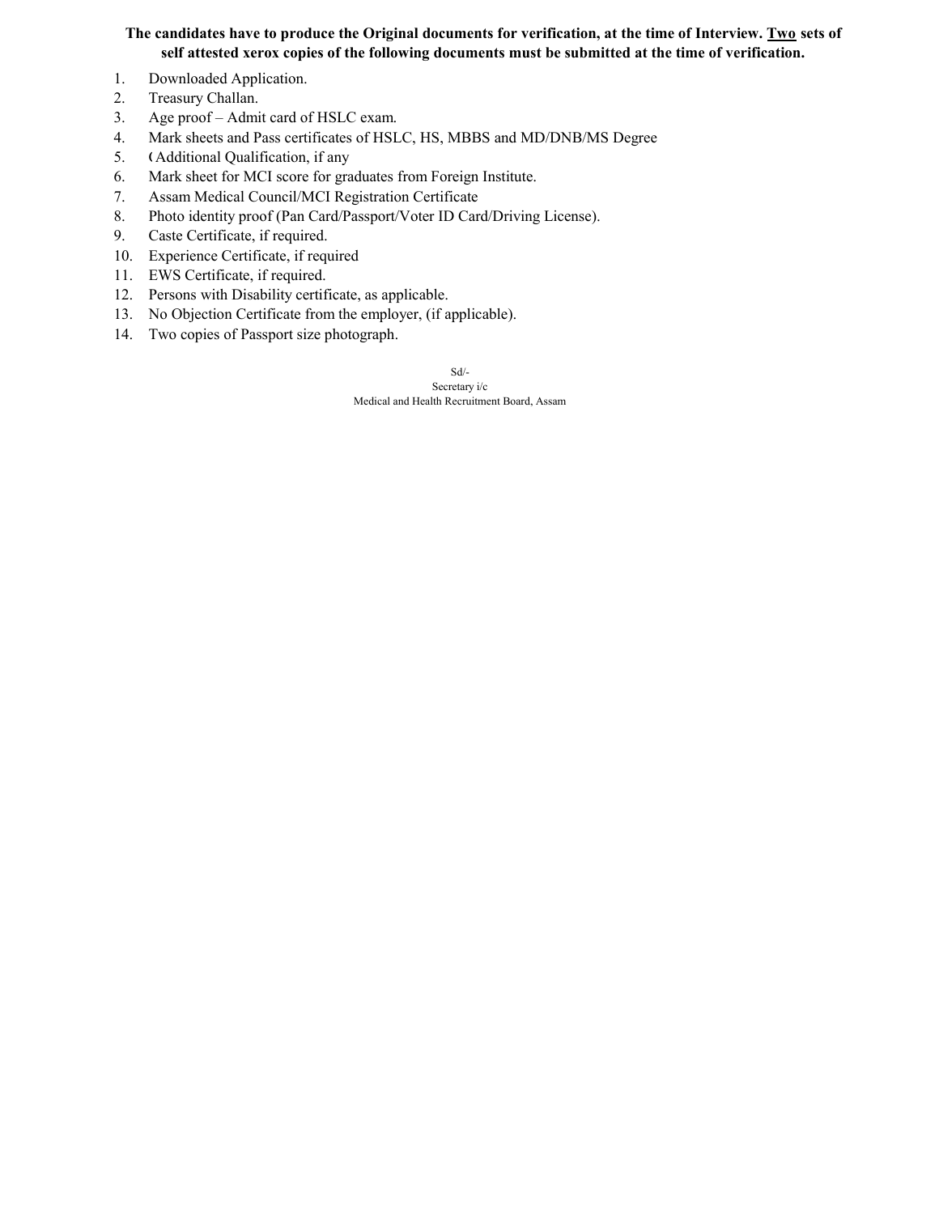**The candidates have to produce the Original documents for verification, at the time of Interview. <u>Two</u> sets of self attested xerox copies of the following documents must be submitted at the time of verification.**

1. Downloaded Application.
2. Treasury Challan.
3. Age proof – Admit card of HSLC exam.
4. Mark sheets and Pass certificates of HSLC, HS, MBBS and MD/DNB/MS Degree
5. (Additional Qualification, if any
6. Mark sheet for MCI score for graduates from Foreign Institute.
7. Assam Medical Council/MCI Registration Certificate
8. Photo identity proof (Pan Card/Passport/Voter ID Card/Driving License).
9. Caste Certificate, if required.
10. Experience Certificate, if required
11. EWS Certificate, if required.
12. Persons with Disability certificate, as applicable.
13. No Objection Certificate from the employer, (if applicable).
14. Two copies of Passport size photograph.

Sd/-
Secretary i/c
Medical and Health Recruitment Board, Assam